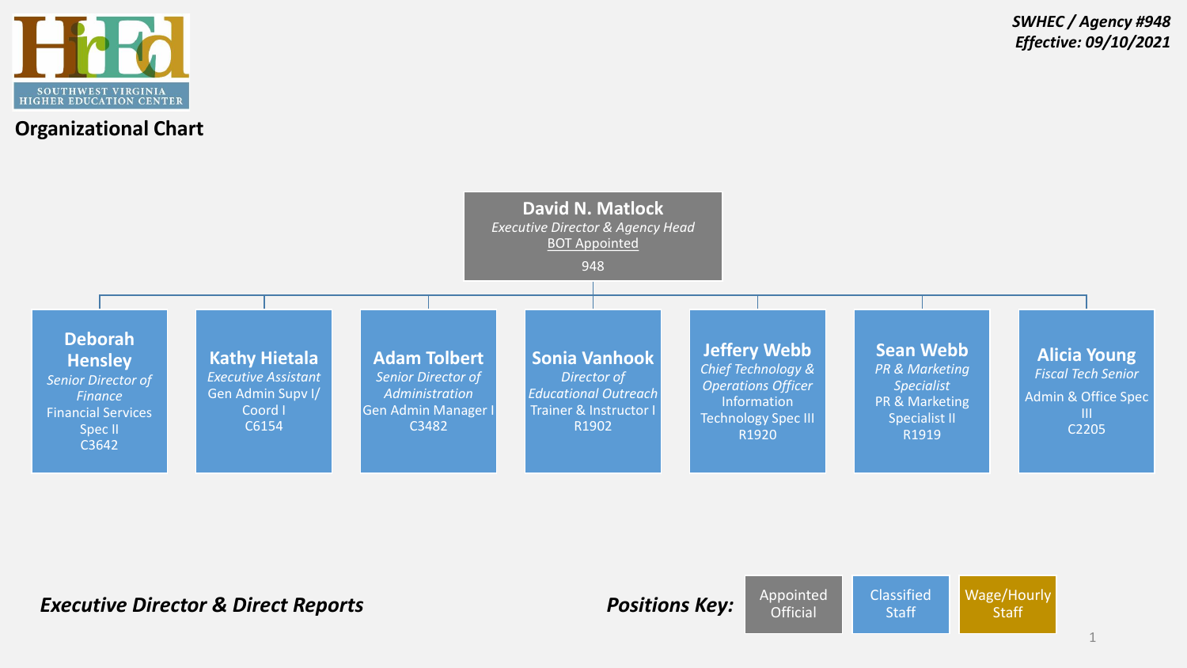SOUTHWEST VIRGINIA HIGHER EDUCATION CENTER

*SWHEC / Agency #948*
*Effective: 09/10/2021*

## Organizational Chart

**David N. Matlock**
*Executive Director & Agency Head*
BOT Appointed
948

- **Deborah Hensley** — *Senior Director of Finance* — Financial Services Spec II — C3642
- **Kathy Hietala** — *Executive Assistant* — Gen Admin Supv I/ Coord I — C6154
- **Adam Tolbert** — *Senior Director of Administration* — Gen Admin Manager I — C3482
- **Sonia Vanhook** — *Director of Educational Outreach* — Trainer & Instructor I — R1902
- **Jeffery Webb** — *Chief Technology & Operations Officer* — Information Technology Spec III — R1920
- **Sean Webb** — *PR & Marketing Specialist* — PR & Marketing Specialist II — R1919
- **Alicia Young** — *Fiscal Tech Senior* — Admin & Office Spec III — C2205

***Executive Director & Direct Reports***

***Positions Key:*** Appointed Official | Classified Staff | Wage/Hourly Staff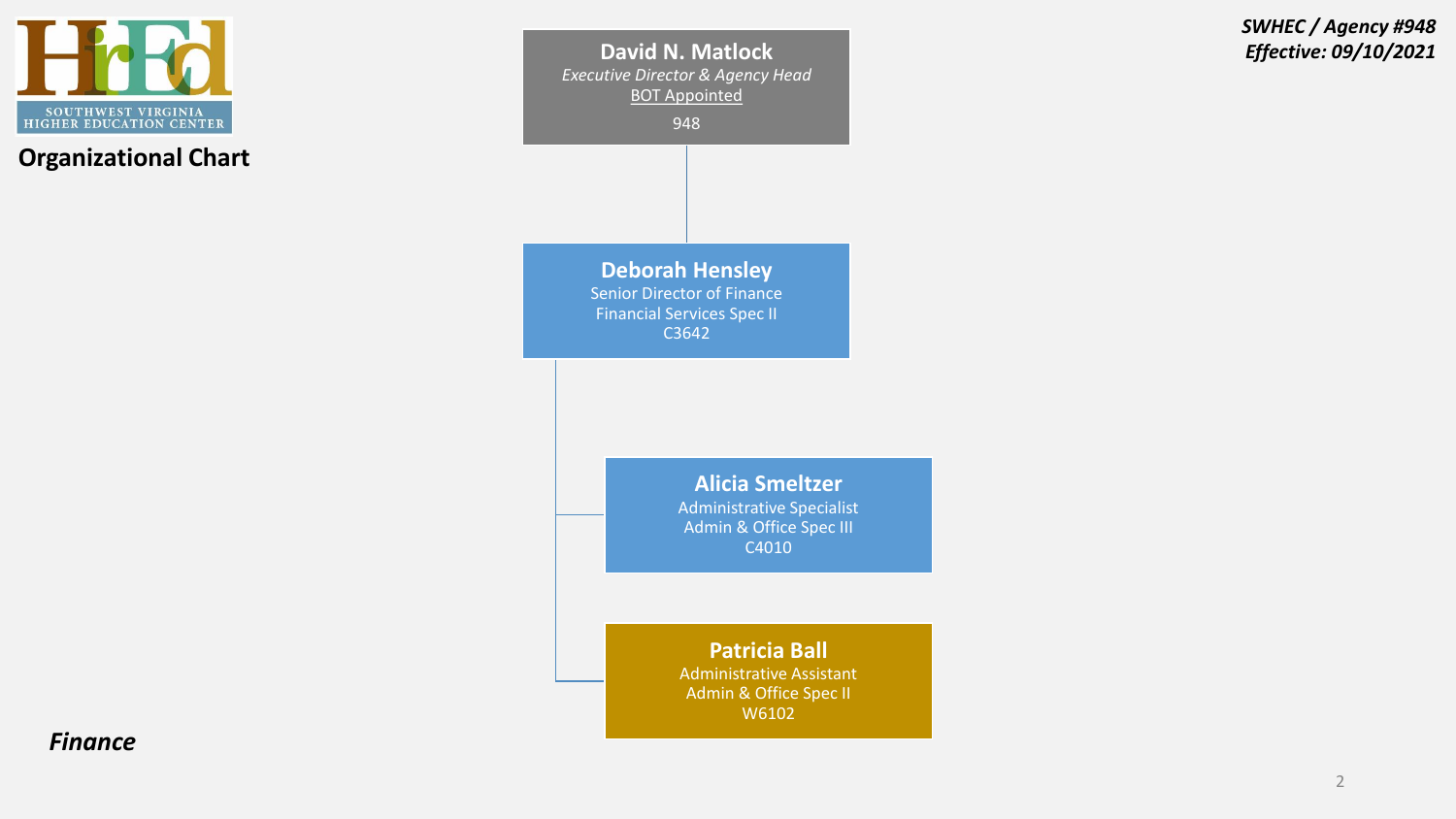SOUTHWEST VIRGINIA HIGHER EDUCATION CENTER

**Organizational Chart**

***SWHEC / Agency #948***
***Effective: 09/10/2021***

**David N. Matlock**
*Executive Director & Agency Head*
BOT Appointed
948

**Deborah Hensley**
Senior Director of Finance
Financial Services Spec II
C3642

**Alicia Smeltzer**
Administrative Specialist
Admin & Office Spec III
C4010

**Patricia Ball**
Administrative Assistant
Admin & Office Spec II
W6102

***Finance***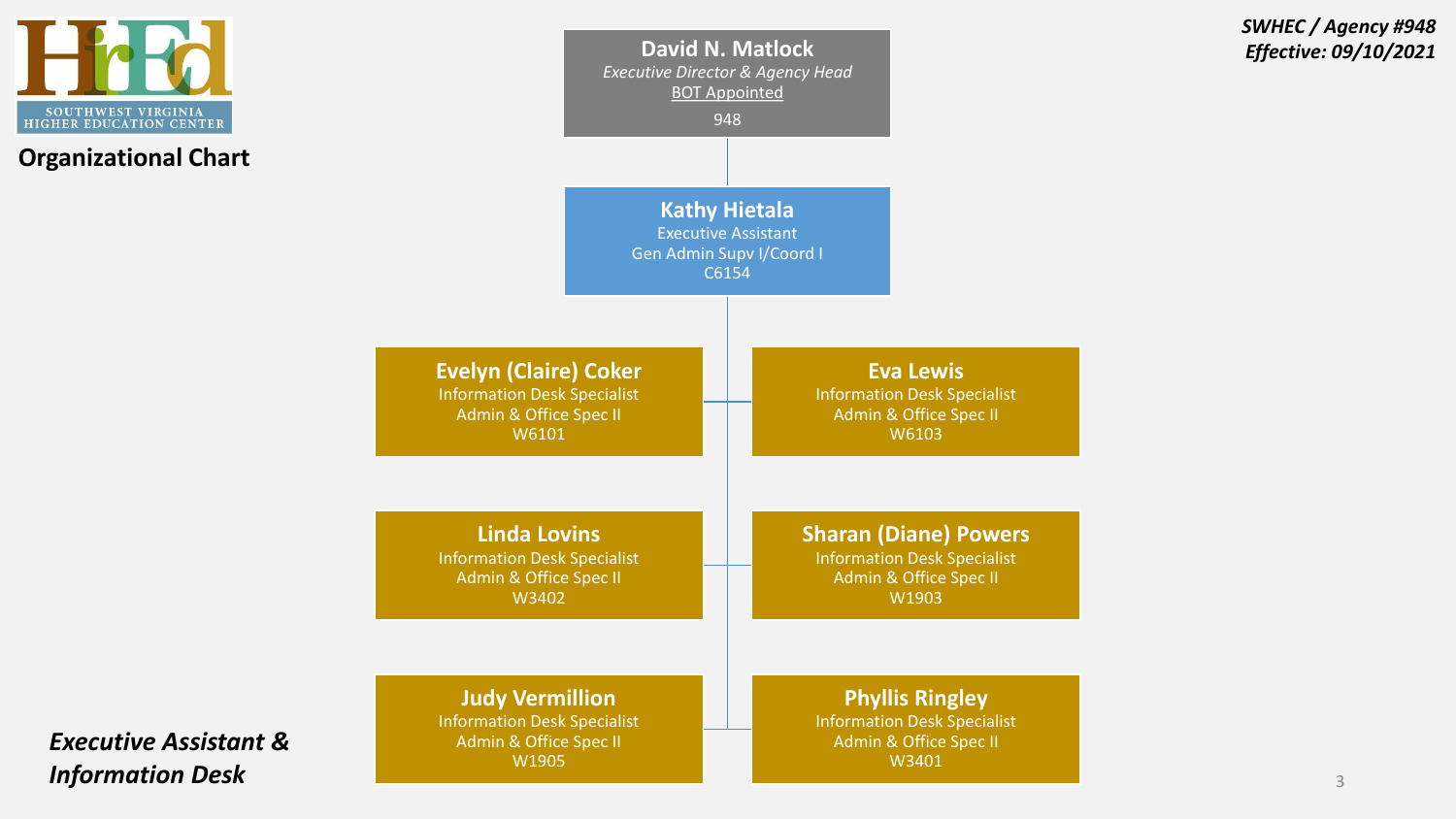SWHEC / Agency #948
*Effective: 09/10/2021*

SOUTHWEST VIRGINIA HIGHER EDUCATION CENTER

## Organizational Chart

**David N. Matlock**
*Executive Director & Agency Head*
BOT Appointed
948

**Kathy Hietala**
Executive Assistant
Gen Admin Supv I/Coord I
C6154

**Evelyn (Claire) Coker**
Information Desk Specialist
Admin & Office Spec II
W6101

**Eva Lewis**
Information Desk Specialist
Admin & Office Spec II
W6103

**Linda Lovins**
Information Desk Specialist
Admin & Office Spec II
W3402

**Sharan (Diane) Powers**
Information Desk Specialist
Admin & Office Spec II
W1903

**Judy Vermillion**
Information Desk Specialist
Admin & Office Spec II
W1905

**Phyllis Ringley**
Information Desk Specialist
Admin & Office Spec II
W3401

***Executive Assistant & Information Desk***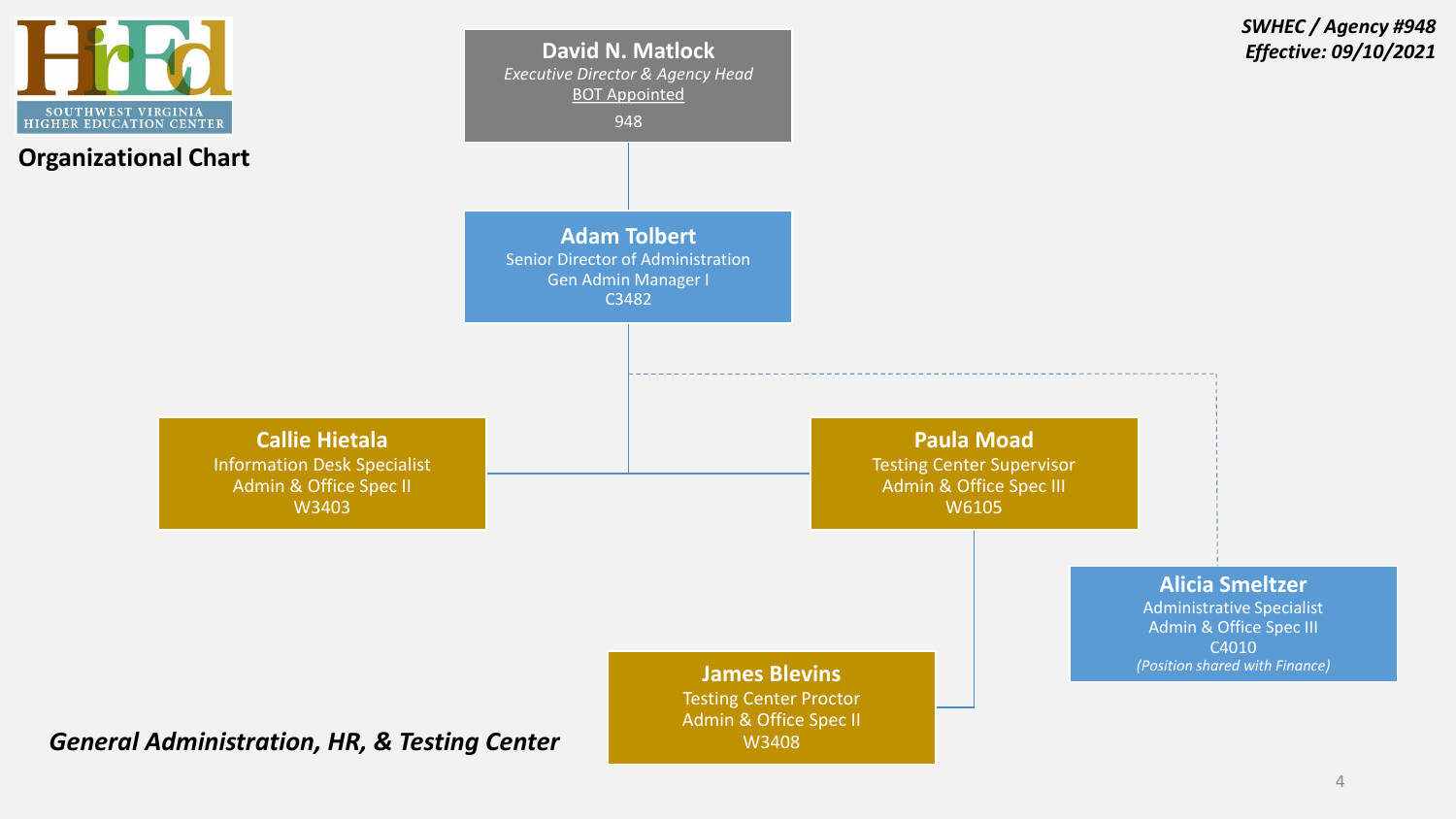SOUTHWEST VIRGINIA HIGHER EDUCATION CENTER

**SWHEC / Agency #948**
**Effective: 09/10/2021**

# Organizational Chart

**David N. Matlock**
*Executive Director & Agency Head*
BOT Appointed
948

**Adam Tolbert**
Senior Director of Administration
Gen Admin Manager I
C3482

**Callie Hietala**
Information Desk Specialist
Admin & Office Spec II
W3403

**Paula Moad**
Testing Center Supervisor
Admin & Office Spec III
W6105

**Alicia Smeltzer**
Administrative Specialist
Admin & Office Spec III
C4010
*(Position shared with Finance)*

**James Blevins**
Testing Center Proctor
Admin & Office Spec II
W3408

***General Administration, HR, & Testing Center***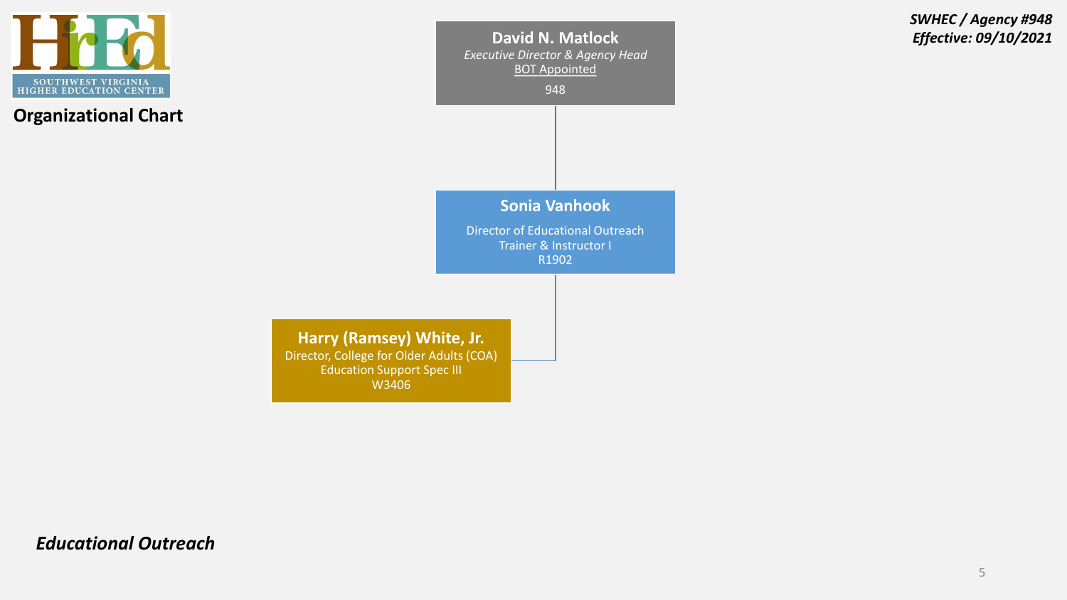*SWHEC / Agency #948*
*Effective: 09/10/2021*

SOUTHWEST VIRGINIA HIGHER EDUCATION CENTER

## Organizational Chart

**David N. Matlock**
*Executive Director & Agency Head*
BOT Appointed
948

**Sonia Vanhook**
Director of Educational Outreach
Trainer & Instructor I
R1902

**Harry (Ramsey) White, Jr.**
Director, College for Older Adults (COA)
Education Support Spec III
W3406

***Educational Outreach***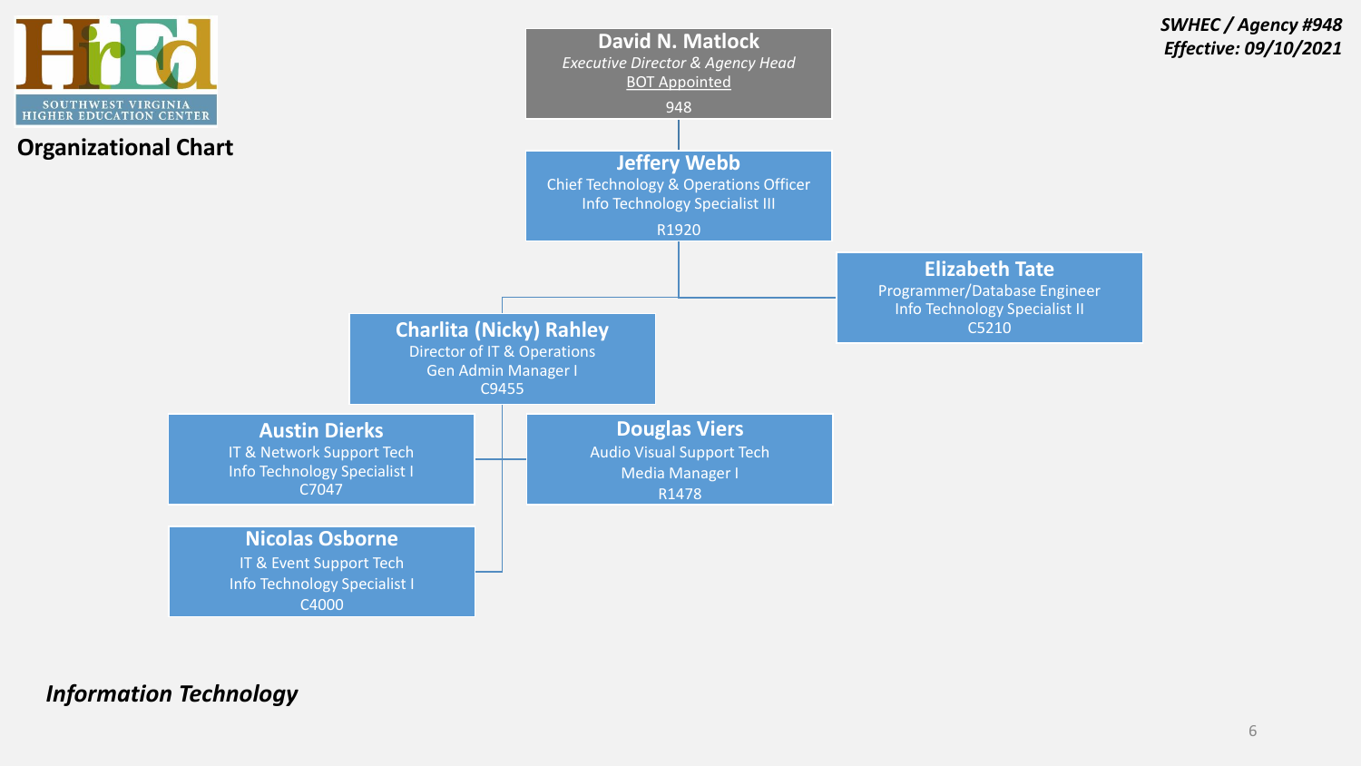SOUTHWEST VIRGINIA HIGHER EDUCATION CENTER

*SWHEC / Agency #948*
*Effective: 09/10/2021*

## Organizational Chart

**David N. Matlock**
*Executive Director & Agency Head*
BOT Appointed
948

- **Jeffery Webb**
  Chief Technology & Operations Officer
  Info Technology Specialist III
  R1920

  - **Elizabeth Tate**
    Programmer/Database Engineer
    Info Technology Specialist II
    C5210

  - **Charlita (Nicky) Rahley**
    Director of IT & Operations
    Gen Admin Manager I
    C9455

    - **Austin Dierks**
      IT & Network Support Tech
      Info Technology Specialist I
      C7047

    - **Douglas Viers**
      Audio Visual Support Tech
      Media Manager I
      R1478

    - **Nicolas Osborne**
      IT & Event Support Tech
      Info Technology Specialist I
      C4000

*Information Technology*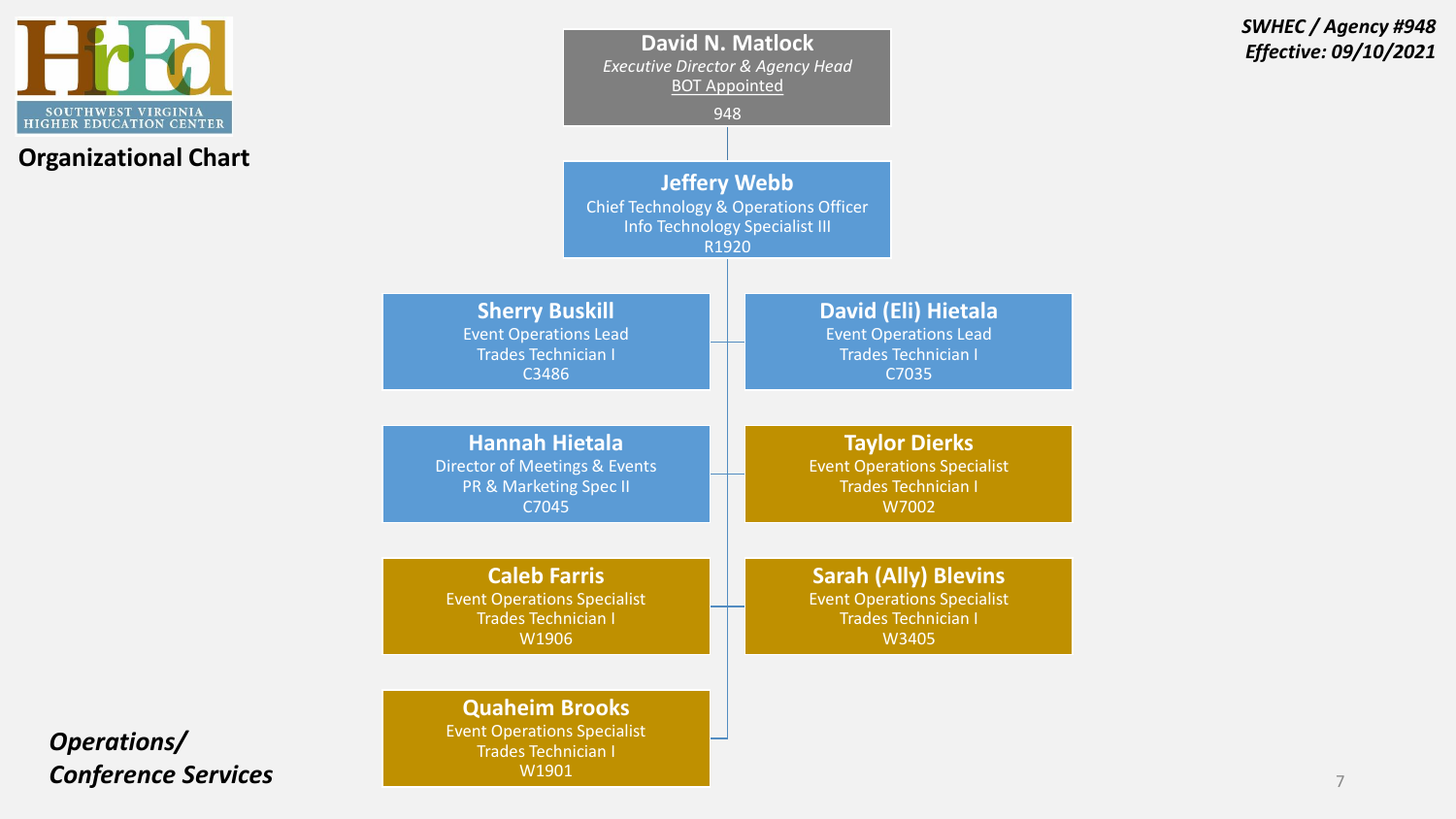SOUTHWEST VIRGINIA HIGHER EDUCATION CENTER

**Organizational Chart**

***SWHEC / Agency #948***
***Effective: 09/10/2021***

**David N. Matlock**
*Executive Director & Agency Head*
BOT Appointed
948

**Jeffery Webb**
Chief Technology & Operations Officer
Info Technology Specialist III
R1920

**Sherry Buskill**
Event Operations Lead
Trades Technician I
C3486

**David (Eli) Hietala**
Event Operations Lead
Trades Technician I
C7035

**Hannah Hietala**
Director of Meetings & Events
PR & Marketing Spec II
C7045

**Taylor Dierks**
Event Operations Specialist
Trades Technician I
W7002

**Caleb Farris**
Event Operations Specialist
Trades Technician I
W1906

**Sarah (Ally) Blevins**
Event Operations Specialist
Trades Technician I
W3405

**Quaheim Brooks**
Event Operations Specialist
Trades Technician I
W1901

***Operations/***
***Conference Services***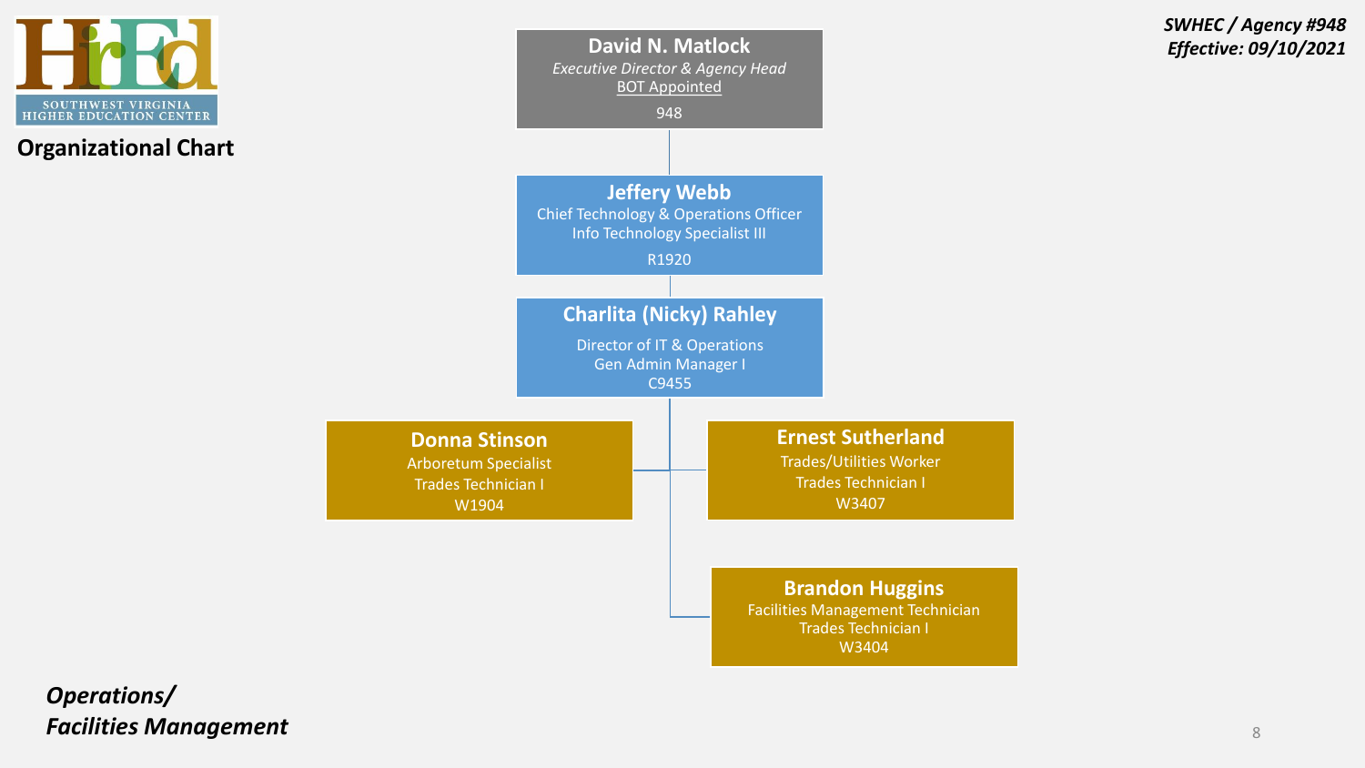SOUTHWEST VIRGINIA HIGHER EDUCATION CENTER

## Organizational Chart

***SWHEC / Agency #948***
***Effective: 09/10/2021***

**David N. Matlock**
*Executive Director & Agency Head*
BOT Appointed
948

**Jeffery Webb**
Chief Technology & Operations Officer
Info Technology Specialist III
R1920

**Charlita (Nicky) Rahley**
Director of IT & Operations
Gen Admin Manager I
C9455

**Donna Stinson**
Arboretum Specialist
Trades Technician I
W1904

**Ernest Sutherland**
Trades/Utilities Worker
Trades Technician I
W3407

**Brandon Huggins**
Facilities Management Technician
Trades Technician I
W3404

***Operations/ Facilities Management***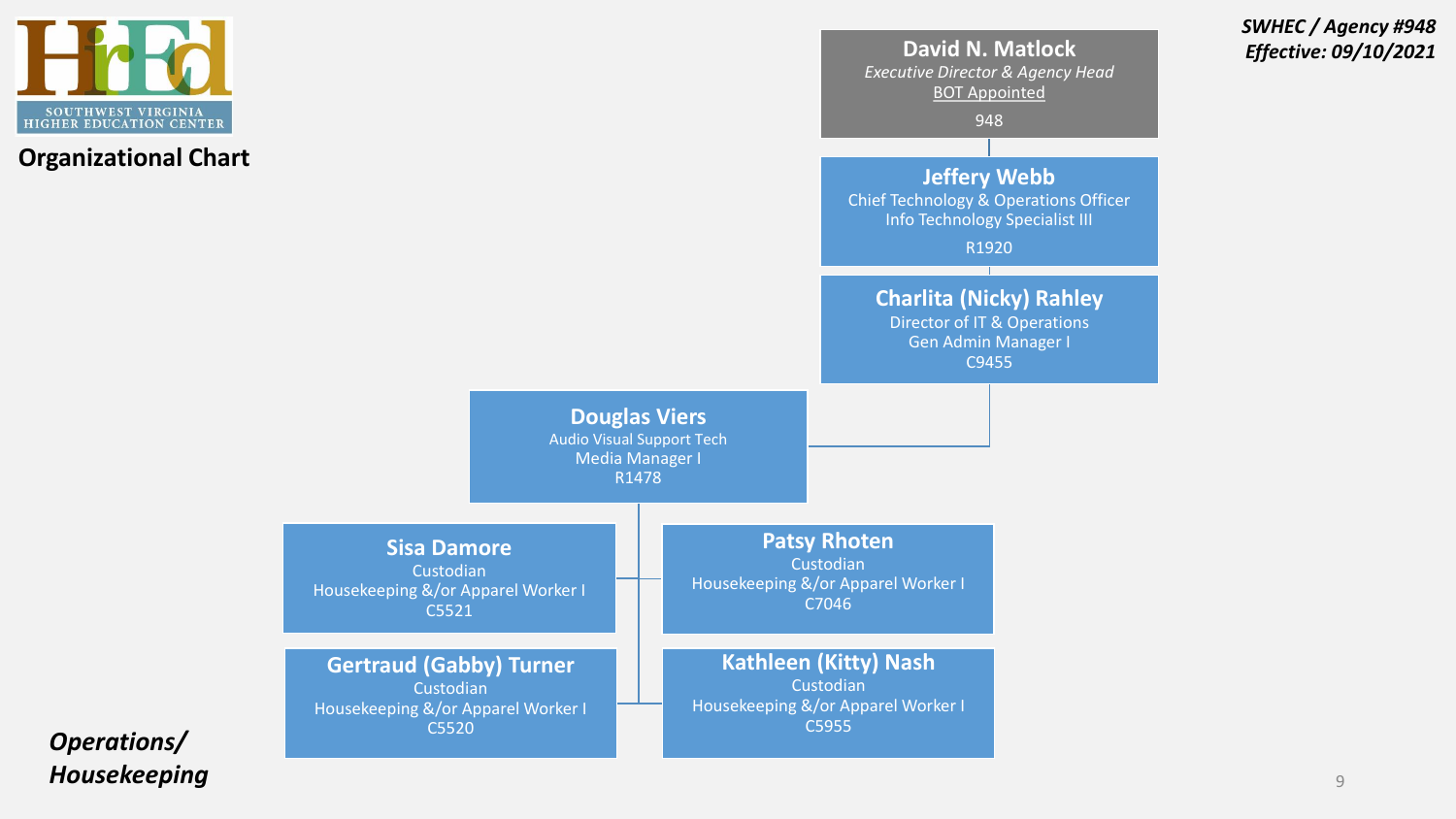SOUTHWEST VIRGINIA HIGHER EDUCATION CENTER

*SWHEC / Agency #948*
*Effective: 09/10/2021*

## Organizational Chart

**David N. Matlock**
*Executive Director & Agency Head*
BOT Appointed
948

**Jeffery Webb**
Chief Technology & Operations Officer
Info Technology Specialist III
R1920

**Charlita (Nicky) Rahley**
Director of IT & Operations
Gen Admin Manager I
C9455

**Douglas Viers**
Audio Visual Support Tech
Media Manager I
R1478

**Sisa Damore**
Custodian
Housekeeping &/or Apparel Worker I
C5521

**Patsy Rhoten**
Custodian
Housekeeping &/or Apparel Worker I
C7046

**Gertraud (Gabby) Turner**
Custodian
Housekeeping &/or Apparel Worker I
C5520

**Kathleen (Kitty) Nash**
Custodian
Housekeeping &/or Apparel Worker I
C5955

***Operations/ Housekeeping***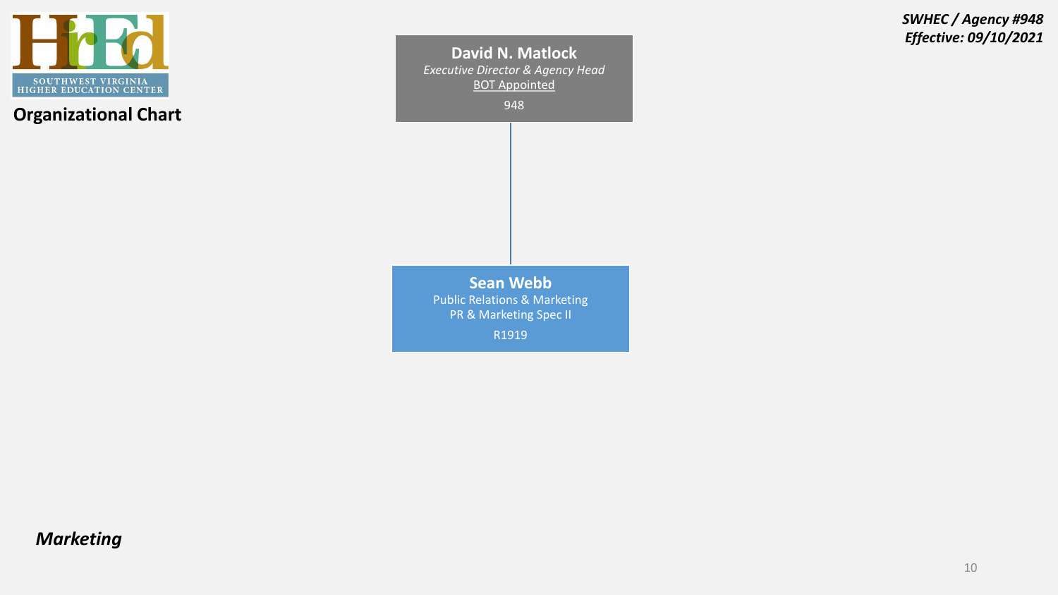SOUTHWEST VIRGINIA HIGHER EDUCATION CENTER

## Organizational Chart

***SWHEC / Agency #948***
***Effective: 09/10/2021***

**David N. Matlock**
*Executive Director & Agency Head*
BOT Appointed
948

**Sean Webb**
Public Relations & Marketing
PR & Marketing Spec II
R1919

***Marketing***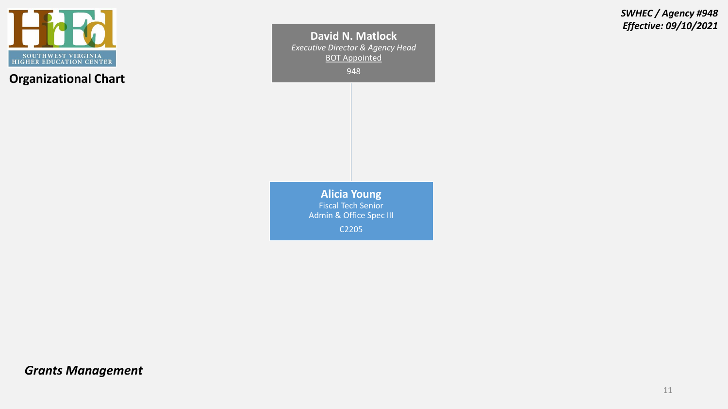*SWHEC / Agency #948*
*Effective: 09/10/2021*

SOUTHWEST VIRGINIA HIGHER EDUCATION CENTER

**Organizational Chart**

**David N. Matlock**
*Executive Director & Agency Head*
BOT Appointed
948

**Alicia Young**
Fiscal Tech Senior
Admin & Office Spec III
C2205

***Grants Management***